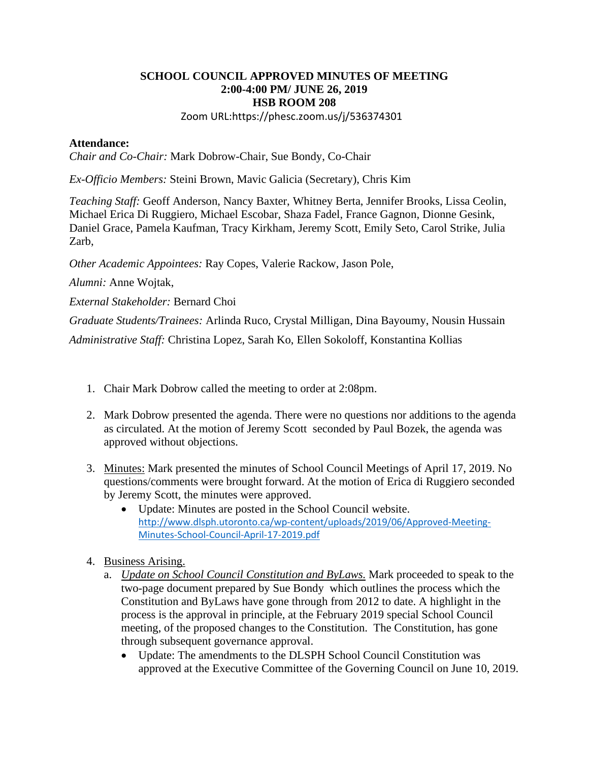# SCHOOL COUNCIL APPROVED MINUTES OF MEETING
## 2:00-4:00 PM/ JUNE 26, 2019
## HSB ROOM 208

Zoom URL:https://phesc.zoom.us/j/536374301

**Attendance:**

*Chair and Co-Chair:* Mark Dobrow-Chair, Sue Bondy, Co-Chair

*Ex-Officio Members:* Steini Brown, Mavic Galicia (Secretary), Chris Kim

*Teaching Staff:* Geoff Anderson, Nancy Baxter, Whitney Berta, Jennifer Brooks, Lissa Ceolin, Michael Erica Di Ruggiero, Michael Escobar, Shaza Fadel, France Gagnon, Dionne Gesink, Daniel Grace, Pamela Kaufman, Tracy Kirkham, Jeremy Scott, Emily Seto, Carol Strike, Julia Zarb,

*Other Academic Appointees:* Ray Copes, Valerie Rackow, Jason Pole,

*Alumni:* Anne Wojtak,

*External Stakeholder:* Bernard Choi

*Graduate Students/Trainees:* Arlinda Ruco, Crystal Milligan, Dina Bayoumy, Nousin Hussain

*Administrative Staff:* Christina Lopez, Sarah Ko, Ellen Sokoloff, Konstantina Kollias

1. Chair Mark Dobrow called the meeting to order at 2:08pm.

2. Mark Dobrow presented the agenda. There were no questions nor additions to the agenda as circulated. At the motion of Jeremy Scott seconded by Paul Bozek, the agenda was approved without objections.

3. Minutes: Mark presented the minutes of School Council Meetings of April 17, 2019. No questions/comments were brought forward. At the motion of Erica di Ruggiero seconded by Jeremy Scott, the minutes were approved.
   - Update: Minutes are posted in the School Council website. http://www.dlsph.utoronto.ca/wp-content/uploads/2019/06/Approved-Meeting-Minutes-School-Council-April-17-2019.pdf

4. Business Arising.
   a. *Update on School Council Constitution and ByLaws.* Mark proceeded to speak to the two-page document prepared by Sue Bondy which outlines the process which the Constitution and ByLaws have gone through from 2012 to date. A highlight in the process is the approval in principle, at the February 2019 special School Council meeting, of the proposed changes to the Constitution. The Constitution, has gone through subsequent governance approval.
      - Update: The amendments to the DLSPH School Council Constitution was approved at the Executive Committee of the Governing Council on June 10, 2019.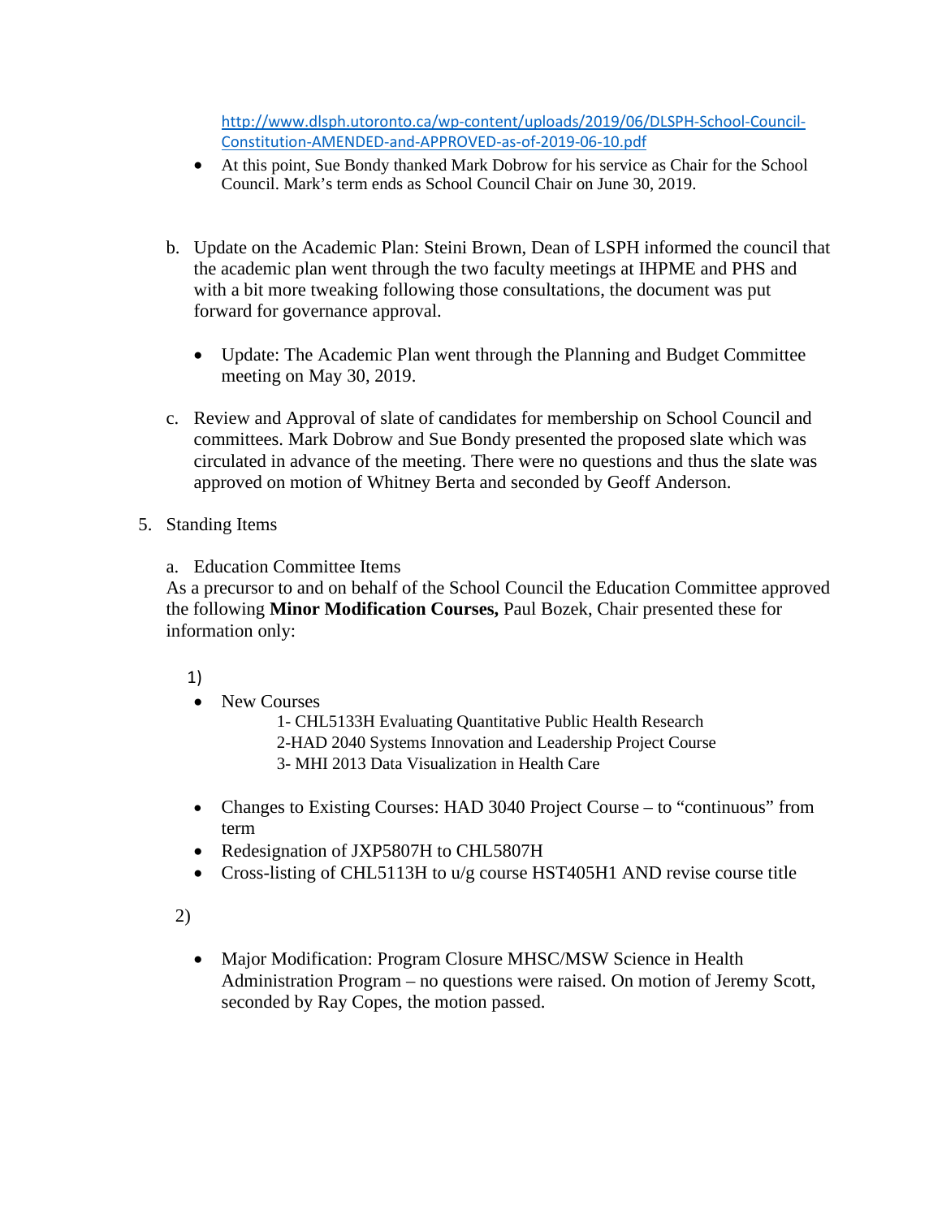http://www.dlsph.utoronto.ca/wp-content/uploads/2019/06/DLSPH-School-Council-Constitution-AMENDED-and-APPROVED-as-of-2019-06-10.pdf

- At this point, Sue Bondy thanked Mark Dobrow for his service as Chair for the School Council. Mark's term ends as School Council Chair on June 30, 2019.

b. Update on the Academic Plan: Steini Brown, Dean of LSPH informed the council that the academic plan went through the two faculty meetings at IHPME and PHS and with a bit more tweaking following those consultations, the document was put forward for governance approval.

- Update: The Academic Plan went through the Planning and Budget Committee meeting on May 30, 2019.

c. Review and Approval of slate of candidates for membership on School Council and committees. Mark Dobrow and Sue Bondy presented the proposed slate which was circulated in advance of the meeting. There were no questions and thus the slate was approved on motion of Whitney Berta and seconded by Geoff Anderson.

5. Standing Items

a. Education Committee Items

As a precursor to and on behalf of the School Council the Education Committee approved the following **Minor Modification Courses,** Paul Bozek, Chair presented these for information only:

1)

- New Courses
  - 1- CHL5133H Evaluating Quantitative Public Health Research
  - 2-HAD 2040 Systems Innovation and Leadership Project Course
  - 3- MHI 2013 Data Visualization in Health Care

- Changes to Existing Courses: HAD 3040 Project Course – to "continuous" from term
- Redesignation of JXP5807H to CHL5807H
- Cross-listing of CHL5113H to u/g course HST405H1 AND revise course title

2)

- Major Modification: Program Closure MHSC/MSW Science in Health Administration Program – no questions were raised. On motion of Jeremy Scott, seconded by Ray Copes, the motion passed.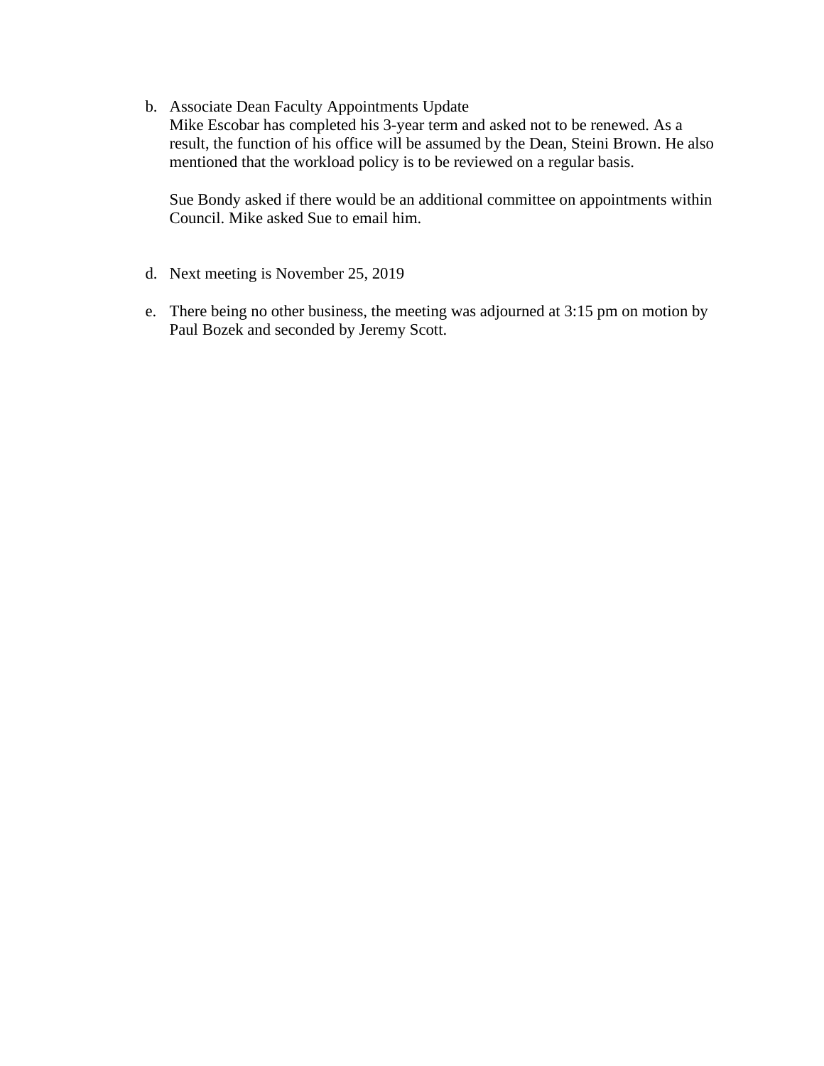b. Associate Dean Faculty Appointments Update
   Mike Escobar has completed his 3-year term and asked not to be renewed. As a result, the function of his office will be assumed by the Dean, Steini Brown. He also mentioned that the workload policy is to be reviewed on a regular basis.

   Sue Bondy asked if there would be an additional committee on appointments within Council. Mike asked Sue to email him.

d. Next meeting is November 25, 2019

e. There being no other business, the meeting was adjourned at 3:15 pm on motion by Paul Bozek and seconded by Jeremy Scott.